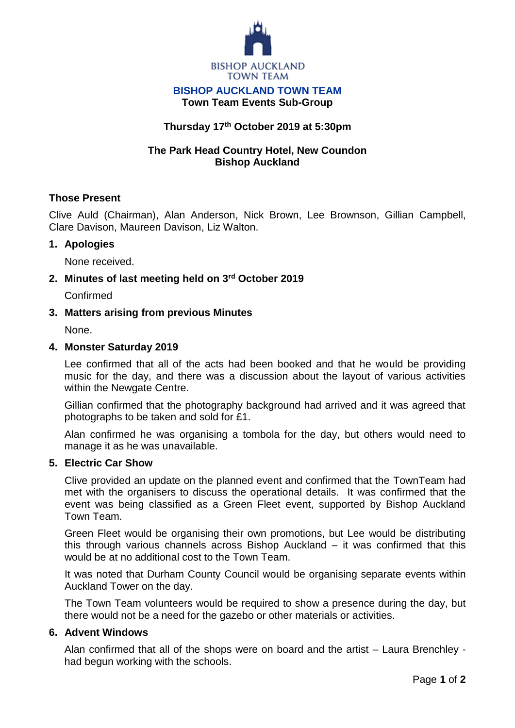BISHOP AUCKLAND TOWN TEAM

# BISHOP AUCKLAND TOWN TEAM

## Town Team Events Sub-Group

**Thursday 17th October 2019 at 5:30pm**

**The Park Head Country Hotel, New Coundon
Bishop Auckland**

### Those Present

Clive Auld (Chairman), Alan Anderson, Nick Brown, Lee Brownson, Gillian Campbell, Clare Davison, Maureen Davison, Liz Walton.

### 1. Apologies

None received.

### 2. Minutes of last meeting held on 3rd October 2019

Confirmed

### 3. Matters arising from previous Minutes

None.

### 4. Monster Saturday 2019

Lee confirmed that all of the acts had been booked and that he would be providing music for the day, and there was a discussion about the layout of various activities within the Newgate Centre.

Gillian confirmed that the photography background had arrived and it was agreed that photographs to be taken and sold for £1.

Alan confirmed he was organising a tombola for the day, but others would need to manage it as he was unavailable.

### 5. Electric Car Show

Clive provided an update on the planned event and confirmed that the TownTeam had met with the organisers to discuss the operational details. It was confirmed that the event was being classified as a Green Fleet event, supported by Bishop Auckland Town Team.

Green Fleet would be organising their own promotions, but Lee would be distributing this through various channels across Bishop Auckland – it was confirmed that this would be at no additional cost to the Town Team.

It was noted that Durham County Council would be organising separate events within Auckland Tower on the day.

The Town Team volunteers would be required to show a presence during the day, but there would not be a need for the gazebo or other materials or activities.

### 6. Advent Windows

Alan confirmed that all of the shops were on board and the artist – Laura Brenchley - had begun working with the schools.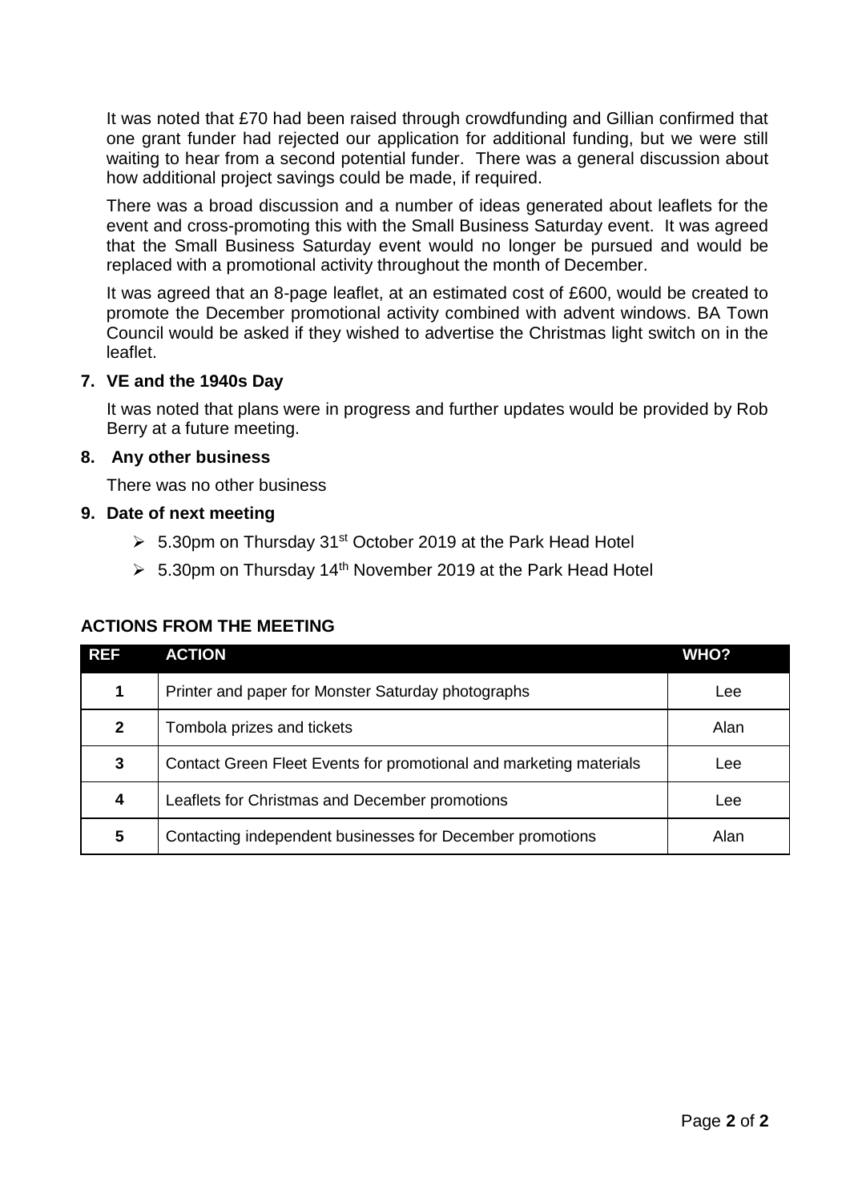It was noted that £70 had been raised through crowdfunding and Gillian confirmed that one grant funder had rejected our application for additional funding, but we were still waiting to hear from a second potential funder. There was a general discussion about how additional project savings could be made, if required.

There was a broad discussion and a number of ideas generated about leaflets for the event and cross-promoting this with the Small Business Saturday event. It was agreed that the Small Business Saturday event would no longer be pursued and would be replaced with a promotional activity throughout the month of December.

It was agreed that an 8-page leaflet, at an estimated cost of £600, would be created to promote the December promotional activity combined with advent windows. BA Town Council would be asked if they wished to advertise the Christmas light switch on in the leaflet.

**7. VE and the 1940s Day**

It was noted that plans were in progress and further updates would be provided by Rob Berry at a future meeting.

**8. Any other business**

There was no other business

**9. Date of next meeting**

- 5.30pm on Thursday 31st October 2019 at the Park Head Hotel
- 5.30pm on Thursday 14th November 2019 at the Park Head Hotel

**ACTIONS FROM THE MEETING**

| REF | ACTION | WHO? |
|---|---|---|
| 1 | Printer and paper for Monster Saturday photographs | Lee |
| 2 | Tombola prizes and tickets | Alan |
| 3 | Contact Green Fleet Events for promotional and marketing materials | Lee |
| 4 | Leaflets for Christmas and December promotions | Lee |
| 5 | Contacting independent businesses for December promotions | Alan |